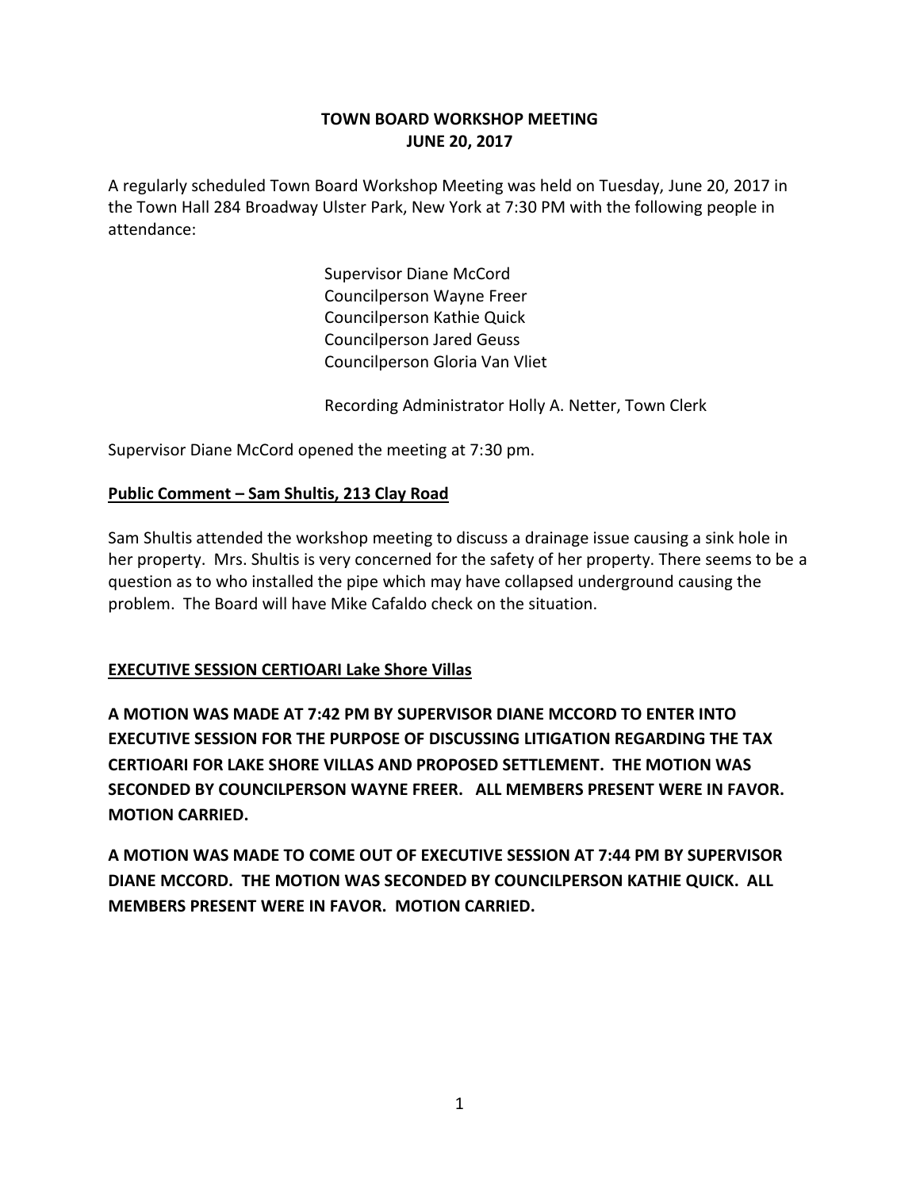# TOWN BOARD WORKSHOP MEETING
## JUNE 20, 2017

A regularly scheduled Town Board Workshop Meeting was held on Tuesday, June 20, 2017 in the Town Hall 284 Broadway Ulster Park, New York at 7:30 PM with the following people in attendance:

Supervisor Diane McCord
Councilperson Wayne Freer
Councilperson Kathie Quick
Councilperson Jared Geuss
Councilperson Gloria Van Vliet

Recording Administrator Holly A. Netter, Town Clerk

Supervisor Diane McCord opened the meeting at 7:30 pm.

**Public Comment – Sam Shultis, 213 Clay Road**

Sam Shultis attended the workshop meeting to discuss a drainage issue causing a sink hole in her property. Mrs. Shultis is very concerned for the safety of her property. There seems to be a question as to who installed the pipe which may have collapsed underground causing the problem. The Board will have Mike Cafaldo check on the situation.

**EXECUTIVE SESSION CERTIOARI Lake Shore Villas**

**A MOTION WAS MADE AT 7:42 PM BY SUPERVISOR DIANE MCCORD TO ENTER INTO EXECUTIVE SESSION FOR THE PURPOSE OF DISCUSSING LITIGATION REGARDING THE TAX CERTIOARI FOR LAKE SHORE VILLAS AND PROPOSED SETTLEMENT. THE MOTION WAS SECONDED BY COUNCILPERSON WAYNE FREER. ALL MEMBERS PRESENT WERE IN FAVOR. MOTION CARRIED.**

**A MOTION WAS MADE TO COME OUT OF EXECUTIVE SESSION AT 7:44 PM BY SUPERVISOR DIANE MCCORD. THE MOTION WAS SECONDED BY COUNCILPERSON KATHIE QUICK. ALL MEMBERS PRESENT WERE IN FAVOR. MOTION CARRIED.**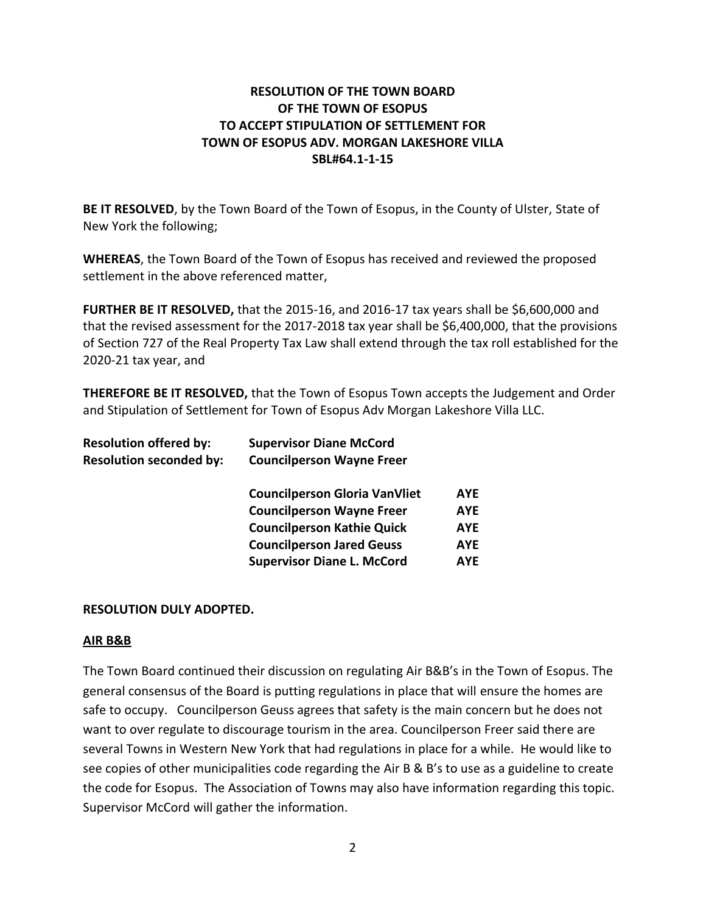**RESOLUTION OF THE TOWN BOARD**
**OF THE TOWN OF ESOPUS**
**TO ACCEPT STIPULATION OF SETTLEMENT FOR**
**TOWN OF ESOPUS ADV. MORGAN LAKESHORE VILLA**
**SBL#64.1-1-15**

**BE IT RESOLVED**, by the Town Board of the Town of Esopus, in the County of Ulster, State of New York the following;

**WHEREAS**, the Town Board of the Town of Esopus has received and reviewed the proposed settlement in the above referenced matter,

**FURTHER BE IT RESOLVED,** that the 2015-16, and 2016-17 tax years shall be $6,600,000 and that the revised assessment for the 2017-2018 tax year shall be $6,400,000, that the provisions of Section 727 of the Real Property Tax Law shall extend through the tax roll established for the 2020-21 tax year, and

**THEREFORE BE IT RESOLVED,** that the Town of Esopus Town accepts the Judgement and Order and Stipulation of Settlement for Town of Esopus Adv Morgan Lakeshore Villa LLC.

**Resolution offered by:** **Supervisor Diane McCord**
**Resolution seconded by:** **Councilperson Wayne Freer**

| | |
|---|---|
| **Councilperson Gloria VanVliet** | **AYE** |
| **Councilperson Wayne Freer** | **AYE** |
| **Councilperson Kathie Quick** | **AYE** |
| **Councilperson Jared Geuss** | **AYE** |
| **Supervisor Diane L. McCord** | **AYE** |

**RESOLUTION DULY ADOPTED.**

**AIR B&B**

The Town Board continued their discussion on regulating Air B&B's in the Town of Esopus. The general consensus of the Board is putting regulations in place that will ensure the homes are safe to occupy. Councilperson Geuss agrees that safety is the main concern but he does not want to over regulate to discourage tourism in the area. Councilperson Freer said there are several Towns in Western New York that had regulations in place for a while. He would like to see copies of other municipalities code regarding the Air B & B's to use as a guideline to create the code for Esopus. The Association of Towns may also have information regarding this topic. Supervisor McCord will gather the information.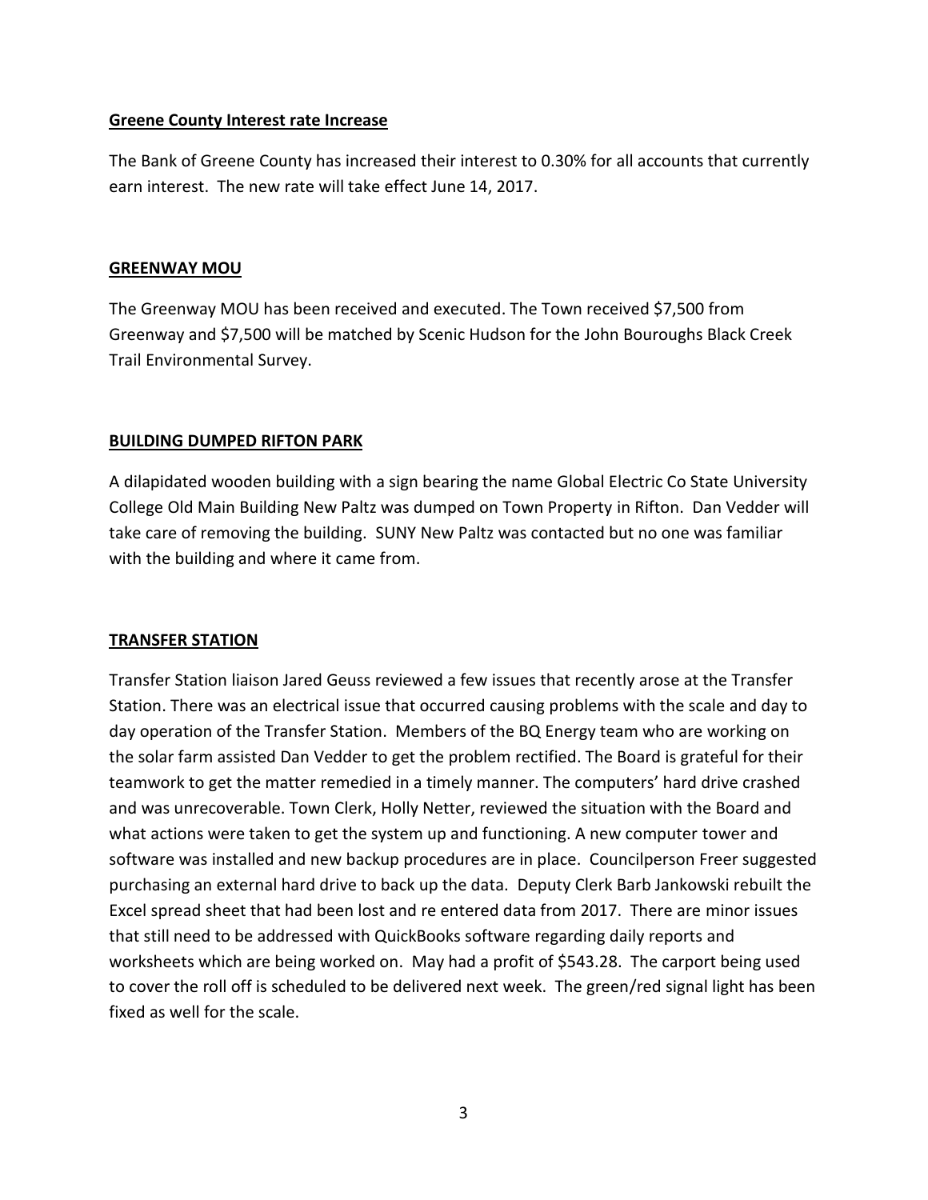**Greene County Interest rate Increase**

The Bank of Greene County has increased their interest to 0.30% for all accounts that currently earn interest. The new rate will take effect June 14, 2017.

**GREENWAY MOU**

The Greenway MOU has been received and executed. The Town received $7,500 from Greenway and $7,500 will be matched by Scenic Hudson for the John Bouroughs Black Creek Trail Environmental Survey.

**BUILDING DUMPED RIFTON PARK**

A dilapidated wooden building with a sign bearing the name Global Electric Co State University College Old Main Building New Paltz was dumped on Town Property in Rifton. Dan Vedder will take care of removing the building. SUNY New Paltz was contacted but no one was familiar with the building and where it came from.

**TRANSFER STATION**

Transfer Station liaison Jared Geuss reviewed a few issues that recently arose at the Transfer Station. There was an electrical issue that occurred causing problems with the scale and day to day operation of the Transfer Station. Members of the BQ Energy team who are working on the solar farm assisted Dan Vedder to get the problem rectified. The Board is grateful for their teamwork to get the matter remedied in a timely manner. The computers' hard drive crashed and was unrecoverable. Town Clerk, Holly Netter, reviewed the situation with the Board and what actions were taken to get the system up and functioning. A new computer tower and software was installed and new backup procedures are in place. Councilperson Freer suggested purchasing an external hard drive to back up the data. Deputy Clerk Barb Jankowski rebuilt the Excel spread sheet that had been lost and re entered data from 2017. There are minor issues that still need to be addressed with QuickBooks software regarding daily reports and worksheets which are being worked on. May had a profit of $543.28. The carport being used to cover the roll off is scheduled to be delivered next week. The green/red signal light has been fixed as well for the scale.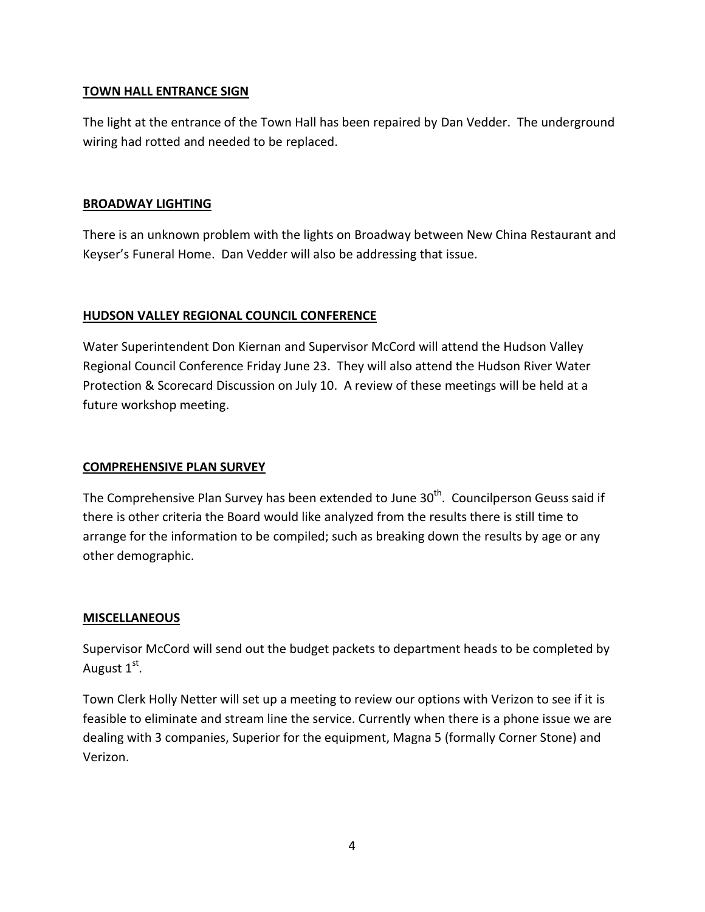**TOWN HALL ENTRANCE SIGN**

The light at the entrance of the Town Hall has been repaired by Dan Vedder. The underground wiring had rotted and needed to be replaced.

**BROADWAY LIGHTING**

There is an unknown problem with the lights on Broadway between New China Restaurant and Keyser's Funeral Home. Dan Vedder will also be addressing that issue.

**HUDSON VALLEY REGIONAL COUNCIL CONFERENCE**

Water Superintendent Don Kiernan and Supervisor McCord will attend the Hudson Valley Regional Council Conference Friday June 23. They will also attend the Hudson River Water Protection & Scorecard Discussion on July 10. A review of these meetings will be held at a future workshop meeting.

**COMPREHENSIVE PLAN SURVEY**

The Comprehensive Plan Survey has been extended to June 30th. Councilperson Geuss said if there is other criteria the Board would like analyzed from the results there is still time to arrange for the information to be compiled; such as breaking down the results by age or any other demographic.

**MISCELLANEOUS**

Supervisor McCord will send out the budget packets to department heads to be completed by August 1st.

Town Clerk Holly Netter will set up a meeting to review our options with Verizon to see if it is feasible to eliminate and stream line the service. Currently when there is a phone issue we are dealing with 3 companies, Superior for the equipment, Magna 5 (formally Corner Stone) and Verizon.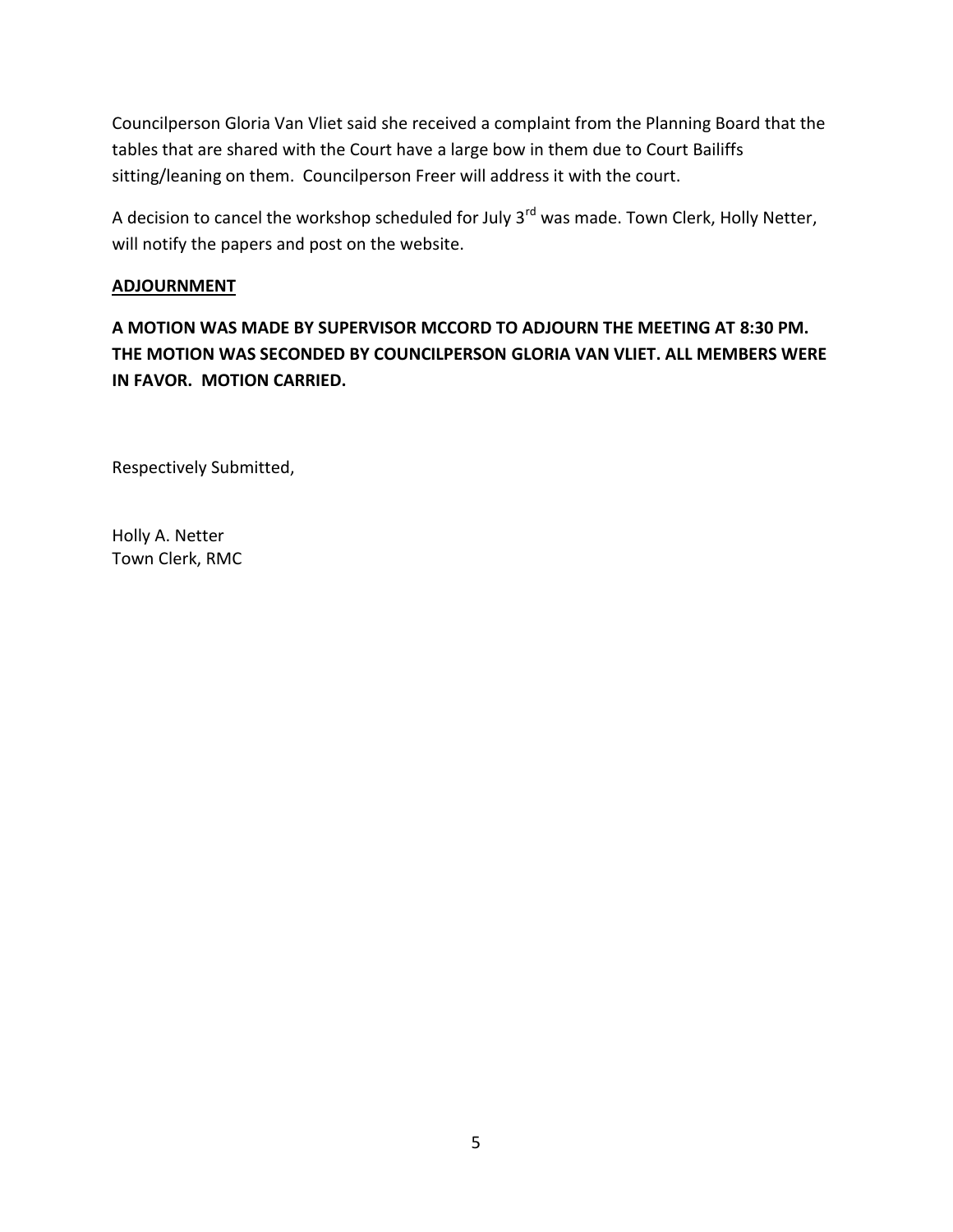Councilperson Gloria Van Vliet said she received a complaint from the Planning Board that the tables that are shared with the Court have a large bow in them due to Court Bailiffs sitting/leaning on them. Councilperson Freer will address it with the court.

A decision to cancel the workshop scheduled for July 3rd was made. Town Clerk, Holly Netter, will notify the papers and post on the website.

**ADJOURNMENT**

**A MOTION WAS MADE BY SUPERVISOR MCCORD TO ADJOURN THE MEETING AT 8:30 PM. THE MOTION WAS SECONDED BY COUNCILPERSON GLORIA VAN VLIET. ALL MEMBERS WERE IN FAVOR. MOTION CARRIED.**

Respectively Submitted,

Holly A. Netter
Town Clerk, RMC